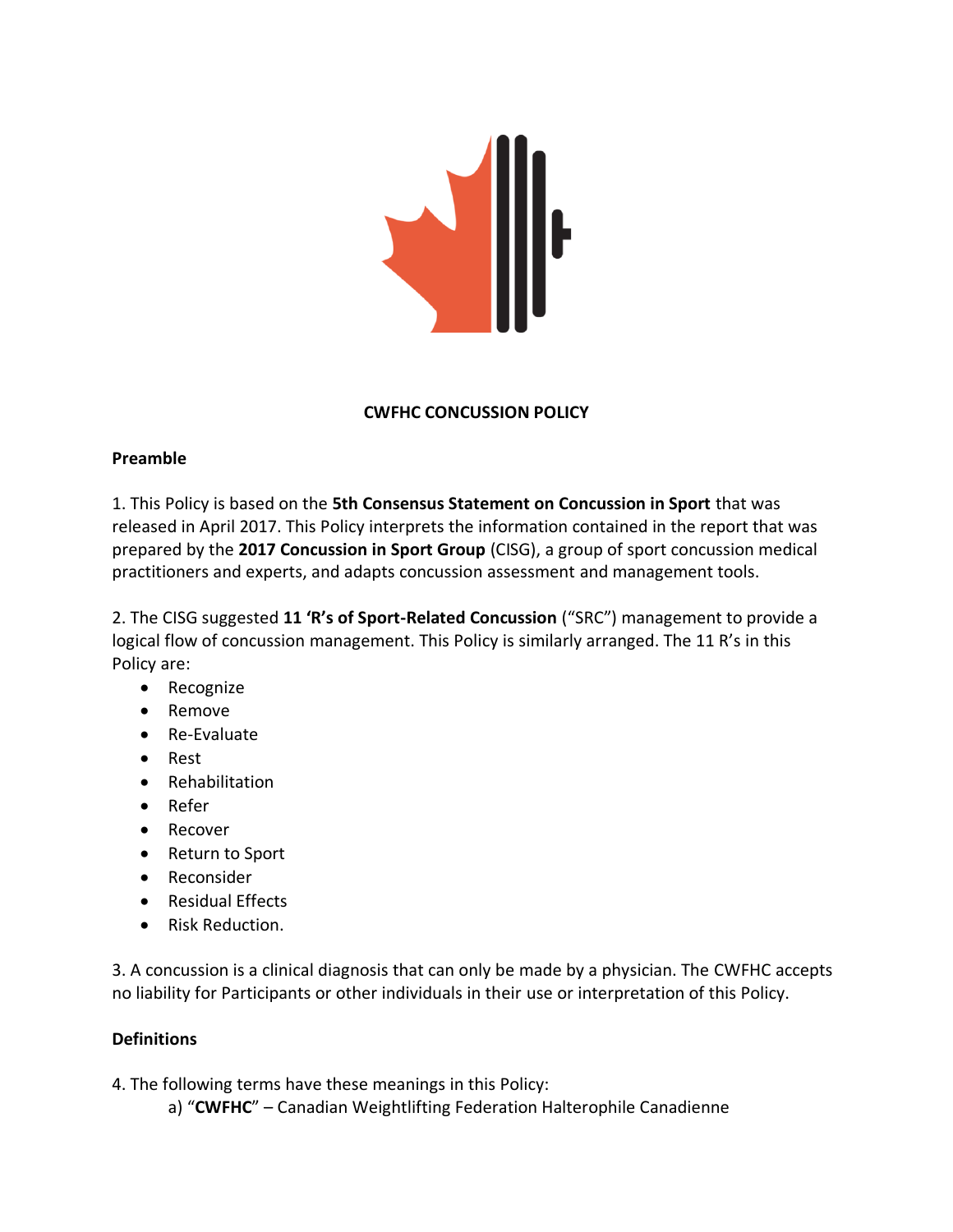# CWFHC CONCUSSION POLICY

## Preamble

1. This Policy is based on the **5th Consensus Statement on Concussion in Sport** that was released in April 2017. This Policy interprets the information contained in the report that was prepared by the **2017 Concussion in Sport Group** (CISG), a group of sport concussion medical practitioners and experts, and adapts concussion assessment and management tools.

2. The CISG suggested **11 'R's of Sport-Related Concussion** ("SRC") management to provide a logical flow of concussion management. This Policy is similarly arranged. The 11 R's in this Policy are:

- Recognize
- Remove
- Re-Evaluate
- Rest
- Rehabilitation
- Refer
- Recover
- Return to Sport
- Reconsider
- Residual Effects
- Risk Reduction.

3. A concussion is a clinical diagnosis that can only be made by a physician. The CWFHC accepts no liability for Participants or other individuals in their use or interpretation of this Policy.

## Definitions

4. The following terms have these meanings in this Policy:

   a) "**CWFHC**" – Canadian Weightlifting Federation Halterophile Canadienne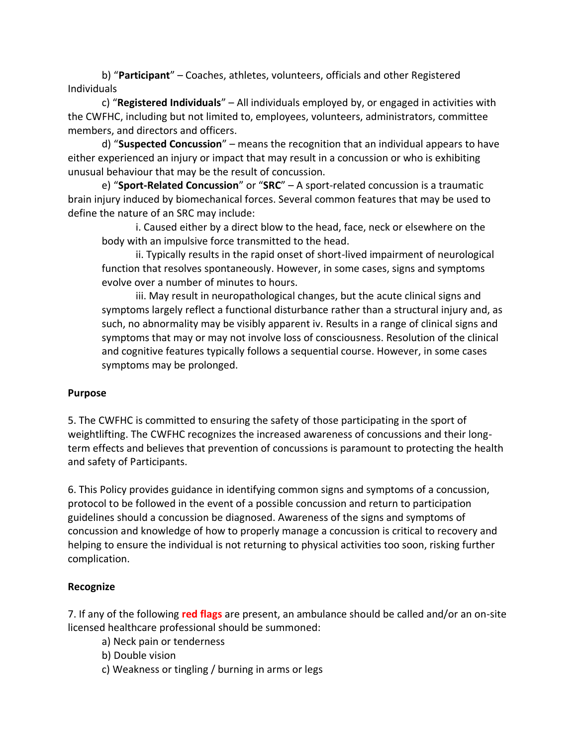b) "**Participant**" – Coaches, athletes, volunteers, officials and other Registered Individuals

c) "**Registered Individuals**" – All individuals employed by, or engaged in activities with the CWFHC, including but not limited to, employees, volunteers, administrators, committee members, and directors and officers.

d) "**Suspected Concussion**" – means the recognition that an individual appears to have either experienced an injury or impact that may result in a concussion or who is exhibiting unusual behaviour that may be the result of concussion.

e) "**Sport-Related Concussion**" or "**SRC**" – A sport-related concussion is a traumatic brain injury induced by biomechanical forces. Several common features that may be used to define the nature of an SRC may include:

i. Caused either by a direct blow to the head, face, neck or elsewhere on the body with an impulsive force transmitted to the head.

ii. Typically results in the rapid onset of short-lived impairment of neurological function that resolves spontaneously. However, in some cases, signs and symptoms evolve over a number of minutes to hours.

iii. May result in neuropathological changes, but the acute clinical signs and symptoms largely reflect a functional disturbance rather than a structural injury and, as such, no abnormality may be visibly apparent iv. Results in a range of clinical signs and symptoms that may or may not involve loss of consciousness. Resolution of the clinical and cognitive features typically follows a sequential course. However, in some cases symptoms may be prolonged.

**Purpose**

5. The CWFHC is committed to ensuring the safety of those participating in the sport of weightlifting. The CWFHC recognizes the increased awareness of concussions and their long-term effects and believes that prevention of concussions is paramount to protecting the health and safety of Participants.

6. This Policy provides guidance in identifying common signs and symptoms of a concussion, protocol to be followed in the event of a possible concussion and return to participation guidelines should a concussion be diagnosed. Awareness of the signs and symptoms of concussion and knowledge of how to properly manage a concussion is critical to recovery and helping to ensure the individual is not returning to physical activities too soon, risking further complication.

**Recognize**

7. If any of the following **red flags** are present, an ambulance should be called and/or an on-site licensed healthcare professional should be summoned:

a) Neck pain or tenderness

b) Double vision

c) Weakness or tingling / burning in arms or legs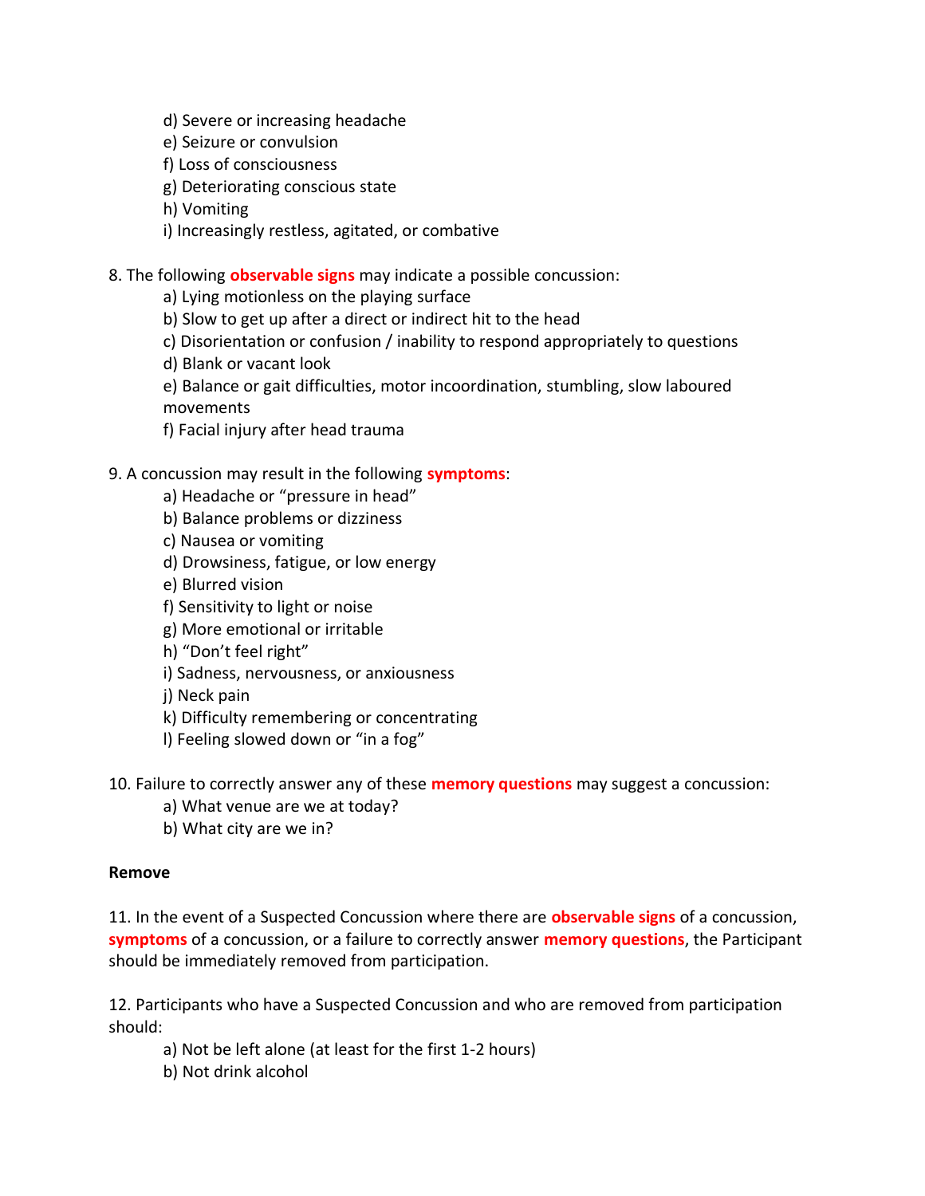d) Severe or increasing headache
e) Seizure or convulsion
f) Loss of consciousness
g) Deteriorating conscious state
h) Vomiting
i) Increasingly restless, agitated, or combative

8. The following **observable signs** may indicate a possible concussion:
    a) Lying motionless on the playing surface
    b) Slow to get up after a direct or indirect hit to the head
    c) Disorientation or confusion / inability to respond appropriately to questions
    d) Blank or vacant look
    e) Balance or gait difficulties, motor incoordination, stumbling, slow laboured movements
    f) Facial injury after head trauma

9. A concussion may result in the following **symptoms**:
    a) Headache or "pressure in head"
    b) Balance problems or dizziness
    c) Nausea or vomiting
    d) Drowsiness, fatigue, or low energy
    e) Blurred vision
    f) Sensitivity to light or noise
    g) More emotional or irritable
    h) "Don't feel right"
    i) Sadness, nervousness, or anxiousness
    j) Neck pain
    k) Difficulty remembering or concentrating
    l) Feeling slowed down or "in a fog"

10. Failure to correctly answer any of these **memory questions** may suggest a concussion:
    a) What venue are we at today?
    b) What city are we in?

**Remove**

11. In the event of a Suspected Concussion where there are **observable signs** of a concussion, **symptoms** of a concussion, or a failure to correctly answer **memory questions**, the Participant should be immediately removed from participation.

12. Participants who have a Suspected Concussion and who are removed from participation should:
    a) Not be left alone (at least for the first 1-2 hours)
    b) Not drink alcohol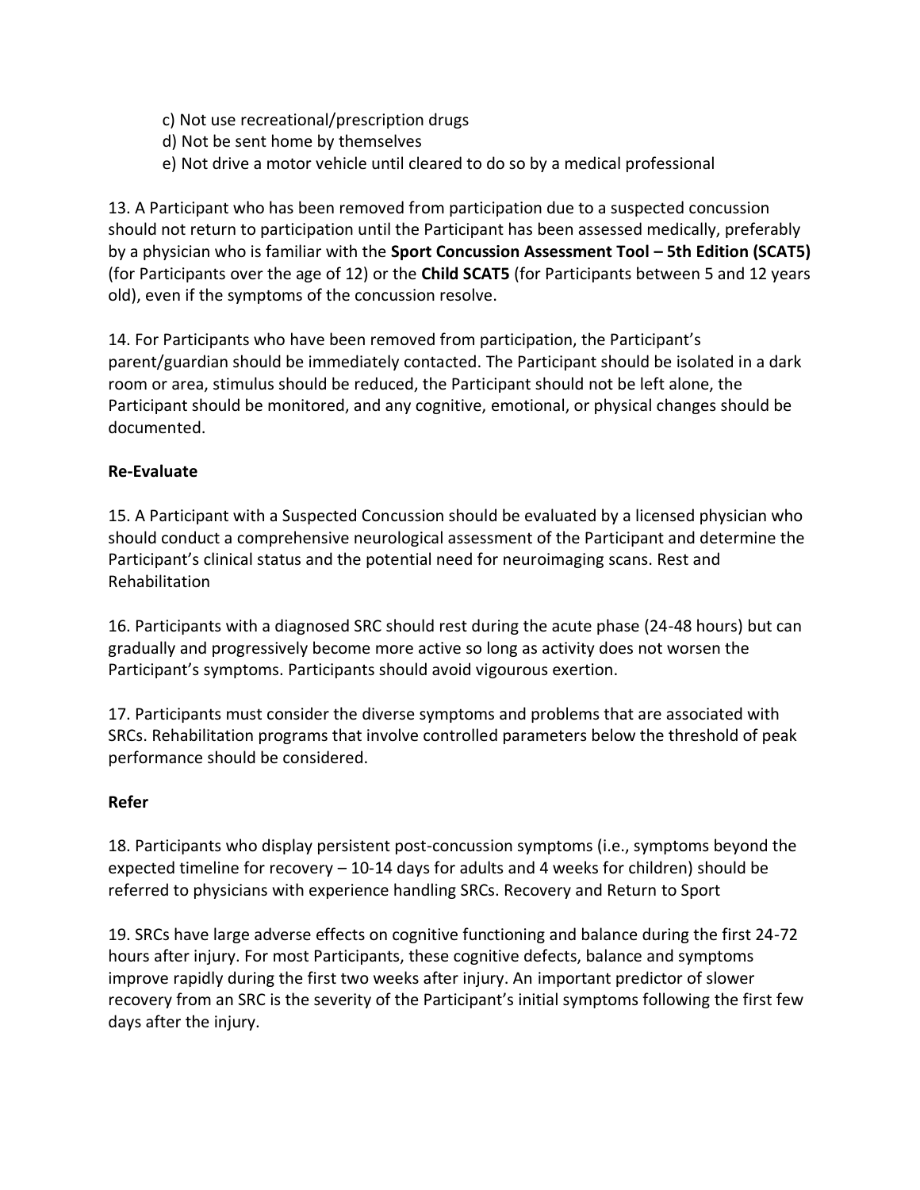c) Not use recreational/prescription drugs
d) Not be sent home by themselves
e) Not drive a motor vehicle until cleared to do so by a medical professional

13. A Participant who has been removed from participation due to a suspected concussion should not return to participation until the Participant has been assessed medically, preferably by a physician who is familiar with the **Sport Concussion Assessment Tool – 5th Edition (SCAT5)** (for Participants over the age of 12) or the **Child SCAT5** (for Participants between 5 and 12 years old), even if the symptoms of the concussion resolve.

14. For Participants who have been removed from participation, the Participant's parent/guardian should be immediately contacted. The Participant should be isolated in a dark room or area, stimulus should be reduced, the Participant should not be left alone, the Participant should be monitored, and any cognitive, emotional, or physical changes should be documented.

**Re-Evaluate**

15. A Participant with a Suspected Concussion should be evaluated by a licensed physician who should conduct a comprehensive neurological assessment of the Participant and determine the Participant's clinical status and the potential need for neuroimaging scans. Rest and Rehabilitation

16. Participants with a diagnosed SRC should rest during the acute phase (24-48 hours) but can gradually and progressively become more active so long as activity does not worsen the Participant's symptoms. Participants should avoid vigourous exertion.

17. Participants must consider the diverse symptoms and problems that are associated with SRCs. Rehabilitation programs that involve controlled parameters below the threshold of peak performance should be considered.

**Refer**

18. Participants who display persistent post-concussion symptoms (i.e., symptoms beyond the expected timeline for recovery – 10-14 days for adults and 4 weeks for children) should be referred to physicians with experience handling SRCs. Recovery and Return to Sport

19. SRCs have large adverse effects on cognitive functioning and balance during the first 24-72 hours after injury. For most Participants, these cognitive defects, balance and symptoms improve rapidly during the first two weeks after injury. An important predictor of slower recovery from an SRC is the severity of the Participant's initial symptoms following the first few days after the injury.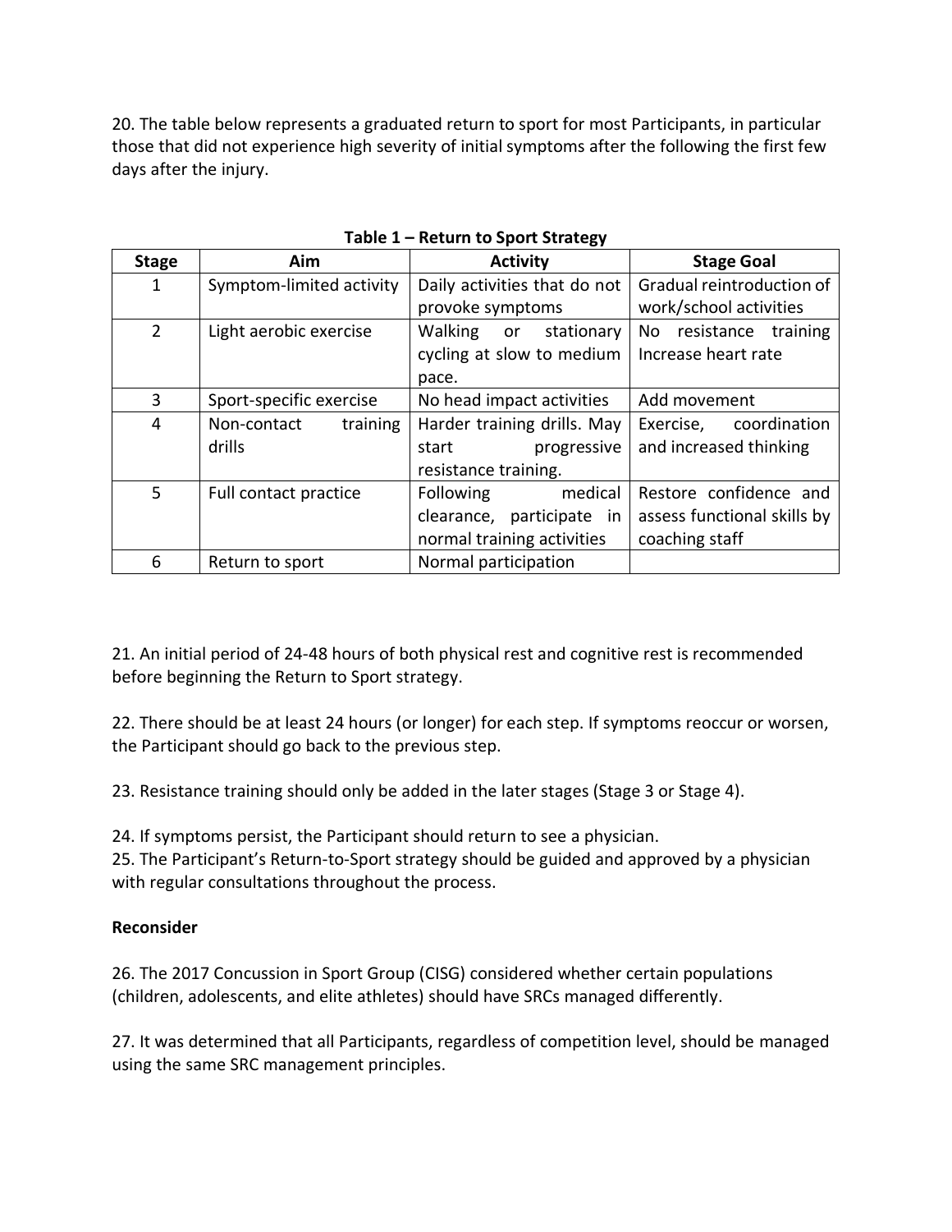20. The table below represents a graduated return to sport for most Participants, in particular those that did not experience high severity of initial symptoms after the following the first few days after the injury.

**Table 1 – Return to Sport Strategy**

| Stage | Aim | Activity | Stage Goal |
|---|---|---|---|
| 1 | Symptom-limited activity | Daily activities that do not provoke symptoms | Gradual reintroduction of work/school activities |
| 2 | Light aerobic exercise | Walking or stationary cycling at slow to medium pace. | No resistance training Increase heart rate |
| 3 | Sport-specific exercise | No head impact activities | Add movement |
| 4 | Non-contact training drills | Harder training drills. May start progressive resistance training. | Exercise, coordination and increased thinking |
| 5 | Full contact practice | Following medical clearance, participate in normal training activities | Restore confidence and assess functional skills by coaching staff |
| 6 | Return to sport | Normal participation | |

21. An initial period of 24-48 hours of both physical rest and cognitive rest is recommended before beginning the Return to Sport strategy.

22. There should be at least 24 hours (or longer) for each step. If symptoms reoccur or worsen, the Participant should go back to the previous step.

23. Resistance training should only be added in the later stages (Stage 3 or Stage 4).

24. If symptoms persist, the Participant should return to see a physician.

25. The Participant's Return-to-Sport strategy should be guided and approved by a physician with regular consultations throughout the process.

**Reconsider**

26. The 2017 Concussion in Sport Group (CISG) considered whether certain populations (children, adolescents, and elite athletes) should have SRCs managed differently.

27. It was determined that all Participants, regardless of competition level, should be managed using the same SRC management principles.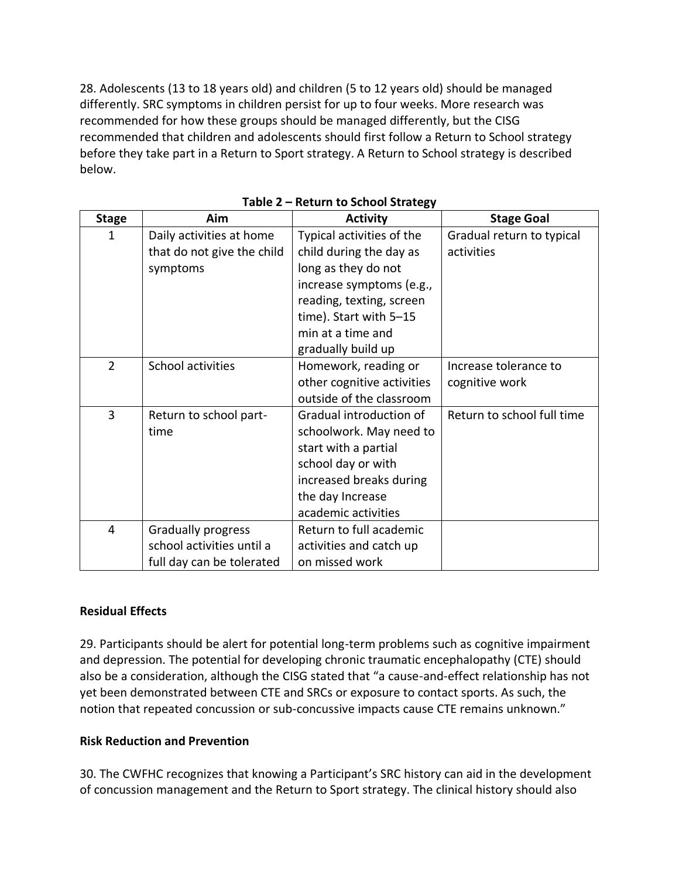28. Adolescents (13 to 18 years old) and children (5 to 12 years old) should be managed differently. SRC symptoms in children persist for up to four weeks. More research was recommended for how these groups should be managed differently, but the CISG recommended that children and adolescents should first follow a Return to School strategy before they take part in a Return to Sport strategy. A Return to School strategy is described below.

**Table 2 – Return to School Strategy**

| Stage | Aim | Activity | Stage Goal |
|---|---|---|---|
| 1 | Daily activities at home that do not give the child symptoms | Typical activities of the child during the day as long as they do not increase symptoms (e.g., reading, texting, screen time). Start with 5–15 min at a time and gradually build up | Gradual return to typical activities |
| 2 | School activities | Homework, reading or other cognitive activities outside of the classroom | Increase tolerance to cognitive work |
| 3 | Return to school part-time | Gradual introduction of schoolwork. May need to start with a partial school day or with increased breaks during the day Increase academic activities | Return to school full time |
| 4 | Gradually progress school activities until a full day can be tolerated | Return to full academic activities and catch up on missed work | |

**Residual Effects**

29. Participants should be alert for potential long-term problems such as cognitive impairment and depression. The potential for developing chronic traumatic encephalopathy (CTE) should also be a consideration, although the CISG stated that "a cause-and-effect relationship has not yet been demonstrated between CTE and SRCs or exposure to contact sports. As such, the notion that repeated concussion or sub-concussive impacts cause CTE remains unknown."

**Risk Reduction and Prevention**

30. The CWFHC recognizes that knowing a Participant's SRC history can aid in the development of concussion management and the Return to Sport strategy. The clinical history should also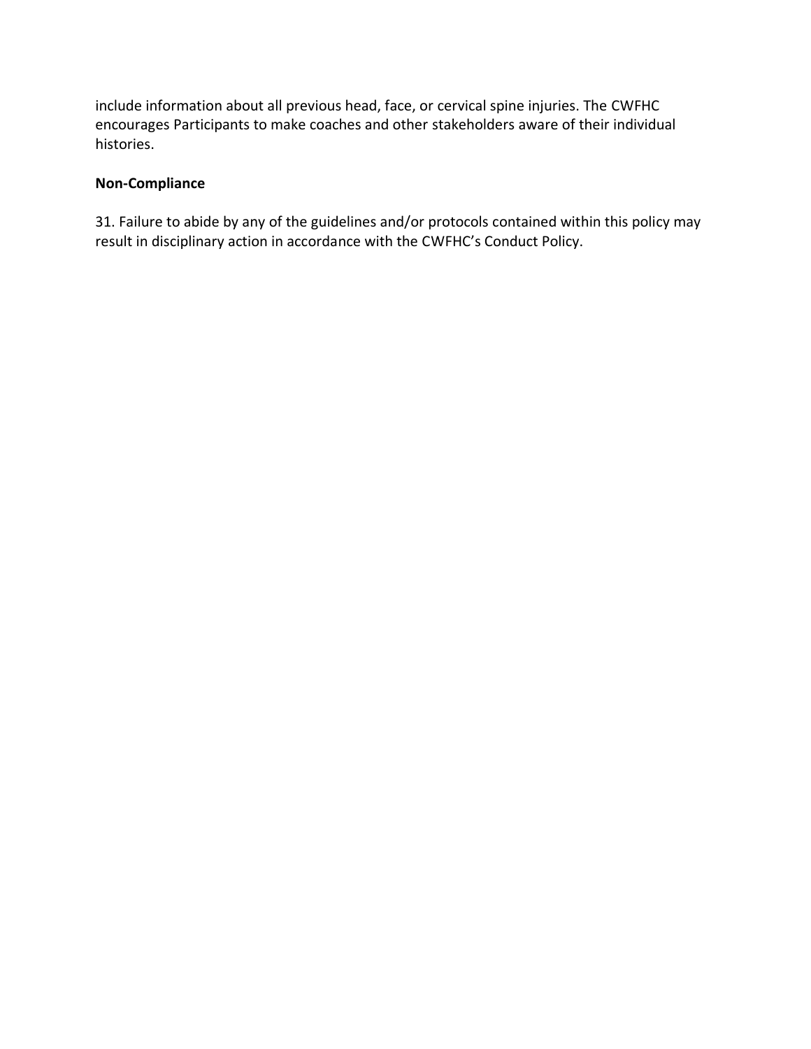include information about all previous head, face, or cervical spine injuries. The CWFHC encourages Participants to make coaches and other stakeholders aware of their individual histories.

**Non-Compliance**

31. Failure to abide by any of the guidelines and/or protocols contained within this policy may result in disciplinary action in accordance with the CWFHC's Conduct Policy.